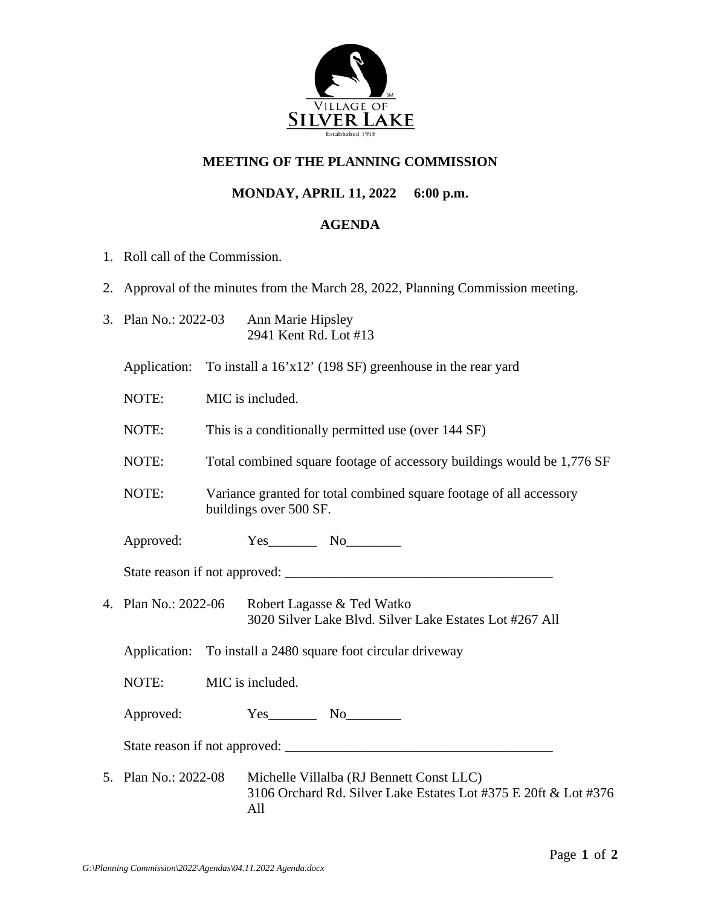VILLAGE OF
SILVER LAKE
Established 1918

## MEETING OF THE PLANNING COMMISSION

## MONDAY, APRIL 11, 2022     6:00 p.m.

## AGENDA

1. Roll call of the Commission.

2. Approval of the minutes from the March 28, 2022, Planning Commission meeting.

3. Plan No.: 2022-03     Ann Marie Hipsley
   2941 Kent Rd. Lot #13

   Application: To install a 16’x12’ (198 SF) greenhouse in the rear yard

   NOTE: MIC is included.

   NOTE: This is a conditionally permitted use (over 144 SF)

   NOTE: Total combined square footage of accessory buildings would be 1,776 SF

   NOTE: Variance granted for total combined square footage of all accessory buildings over 500 SF.

   Approved:     Yes_______ No________

   State reason if not approved: ______________________________________

4. Plan No.: 2022-06     Robert Lagasse & Ted Watko
   3020 Silver Lake Blvd. Silver Lake Estates Lot #267 All

   Application: To install a 2480 square foot circular driveway

   NOTE: MIC is included.

   Approved:     Yes_______ No________

   State reason if not approved: ______________________________________

5. Plan No.: 2022-08     Michelle Villalba (RJ Bennett Const LLC)
   3106 Orchard Rd. Silver Lake Estates Lot #375 E 20ft & Lot #376 All

*G:\Planning Commission\2022\Agendas\04.11.2022 Agenda.docx*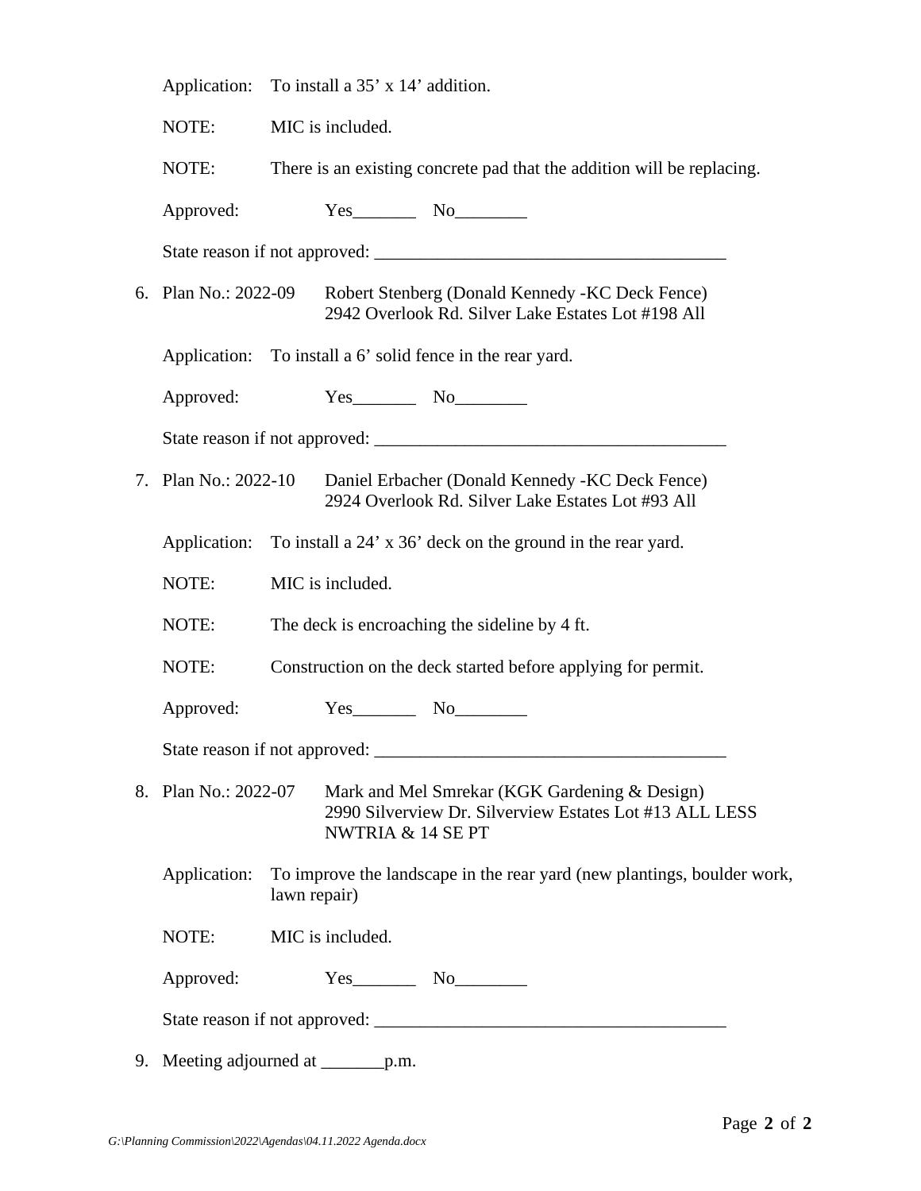Application: To install a 35' x 14' addition.

NOTE: MIC is included.

NOTE: There is an existing concrete pad that the addition will be replacing.

Approved: Yes_______ No________

State reason if not approved: _______________________________________

6. Plan No.: 2022-09 Robert Stenberg (Donald Kennedy -KC Deck Fence)
   2942 Overlook Rd. Silver Lake Estates Lot #198 All

   Application: To install a 6' solid fence in the rear yard.

   Approved: Yes_______ No________

   State reason if not approved: _______________________________________

7. Plan No.: 2022-10 Daniel Erbacher (Donald Kennedy -KC Deck Fence)
   2924 Overlook Rd. Silver Lake Estates Lot #93 All

   Application: To install a 24' x 36' deck on the ground in the rear yard.

   NOTE: MIC is included.

   NOTE: The deck is encroaching the sideline by 4 ft.

   NOTE: Construction on the deck started before applying for permit.

   Approved: Yes_______ No________

   State reason if not approved: _______________________________________

8. Plan No.: 2022-07 Mark and Mel Smrekar (KGK Gardening & Design)
   2990 Silverview Dr. Silverview Estates Lot #13 ALL LESS NWTRIA & 14 SE PT

   Application: To improve the landscape in the rear yard (new plantings, boulder work, lawn repair)

   NOTE: MIC is included.

   Approved: Yes_______ No________

   State reason if not approved: _______________________________________

9. Meeting adjourned at _______p.m.

*G:\Planning Commission\2022\Agendas\04.11.2022 Agenda.docx*